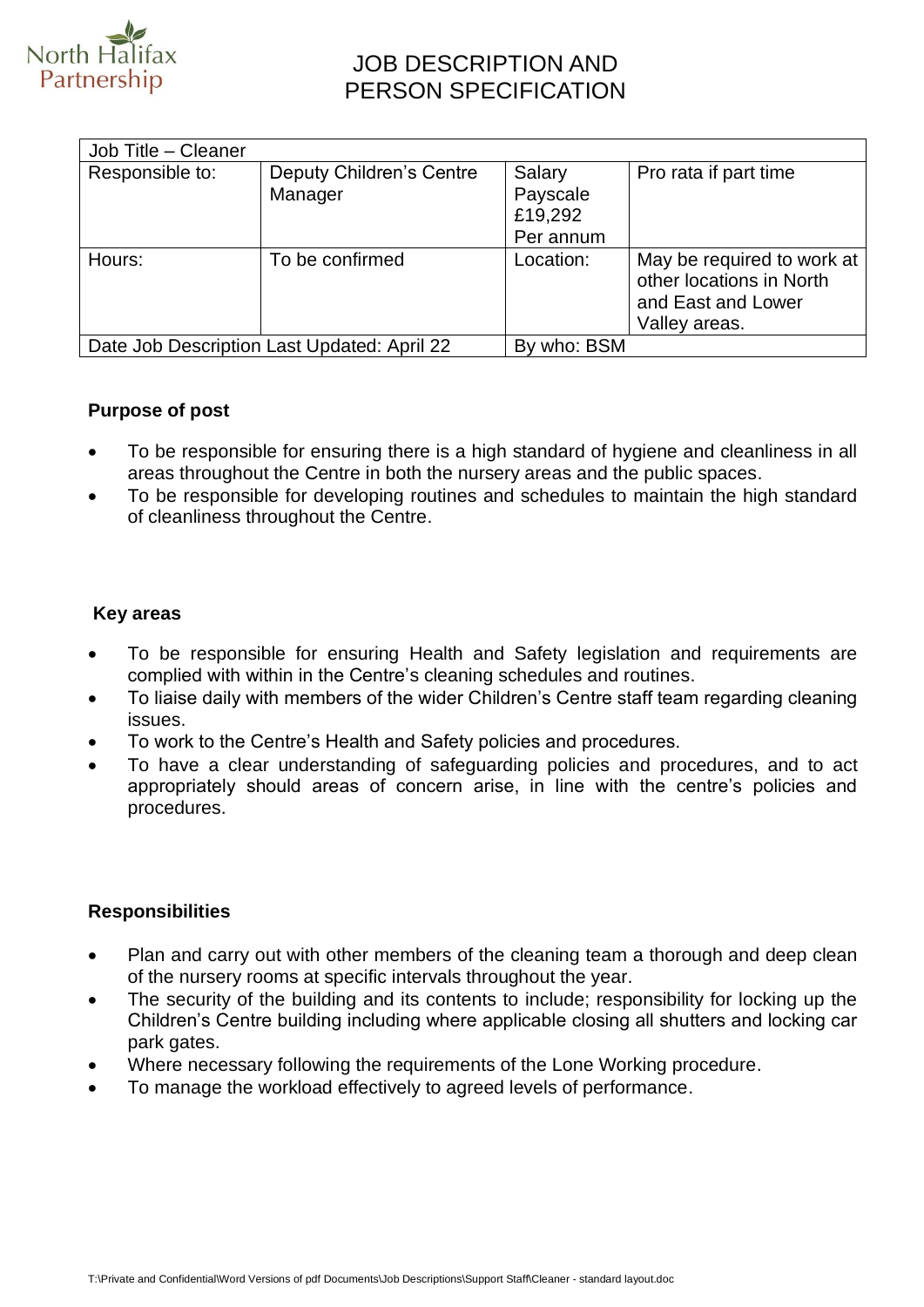North Halifax Partnership

# JOB DESCRIPTION AND PERSON SPECIFICATION

| Job Title – Cleaner | | | |
|---|---|---|---|
| Responsible to: | Deputy Children's Centre Manager | Salary Payscale £19,292 Per annum | Pro rata if part time |
| Hours: | To be confirmed | Location: | May be required to work at other locations in North and East and Lower Valley areas. |
| Date Job Description Last Updated: April 22 | | By who: BSM | |

## Purpose of post

- To be responsible for ensuring there is a high standard of hygiene and cleanliness in all areas throughout the Centre in both the nursery areas and the public spaces.
- To be responsible for developing routines and schedules to maintain the high standard of cleanliness throughout the Centre.

## Key areas

- To be responsible for ensuring Health and Safety legislation and requirements are complied with within in the Centre's cleaning schedules and routines.
- To liaise daily with members of the wider Children's Centre staff team regarding cleaning issues.
- To work to the Centre's Health and Safety policies and procedures.
- To have a clear understanding of safeguarding policies and procedures, and to act appropriately should areas of concern arise, in line with the centre's policies and procedures.

## Responsibilities

- Plan and carry out with other members of the cleaning team a thorough and deep clean of the nursery rooms at specific intervals throughout the year.
- The security of the building and its contents to include; responsibility for locking up the Children's Centre building including where applicable closing all shutters and locking car park gates.
- Where necessary following the requirements of the Lone Working procedure.
- To manage the workload effectively to agreed levels of performance.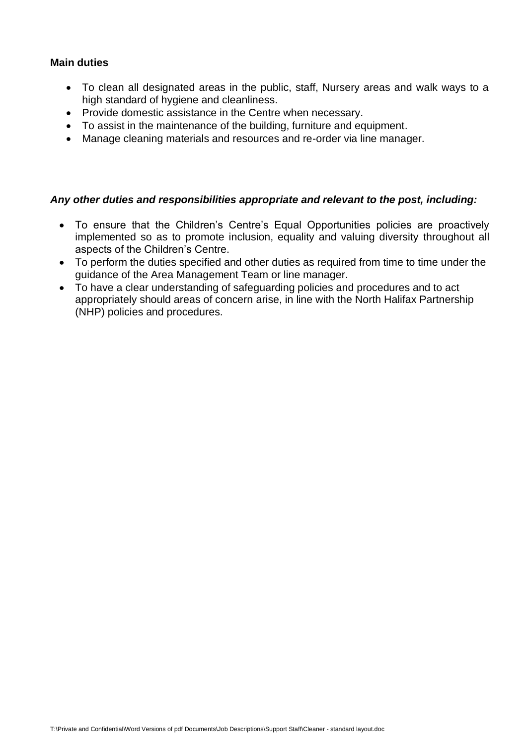**Main duties**

- To clean all designated areas in the public, staff, Nursery areas and walk ways to a high standard of hygiene and cleanliness.
- Provide domestic assistance in the Centre when necessary.
- To assist in the maintenance of the building, furniture and equipment.
- Manage cleaning materials and resources and re-order via line manager.

***Any other duties and responsibilities appropriate and relevant to the post, including:***

- To ensure that the Children's Centre's Equal Opportunities policies are proactively implemented so as to promote inclusion, equality and valuing diversity throughout all aspects of the Children's Centre.
- To perform the duties specified and other duties as required from time to time under the guidance of the Area Management Team or line manager.
- To have a clear understanding of safeguarding policies and procedures and to act appropriately should areas of concern arise, in line with the North Halifax Partnership (NHP) policies and procedures.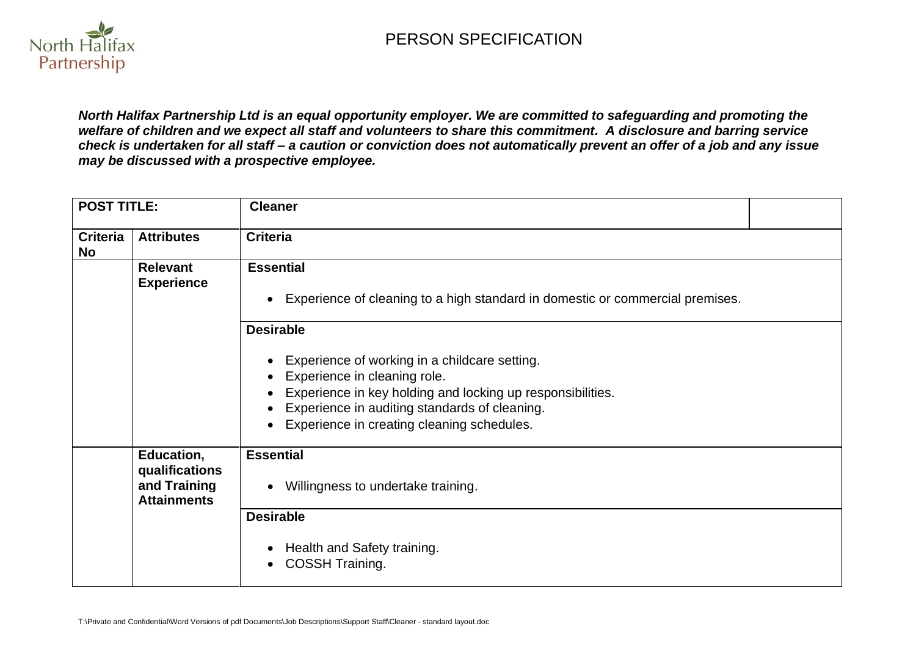North Halifax Partnership

# PERSON SPECIFICATION

***North Halifax Partnership Ltd is an equal opportunity employer. We are committed to safeguarding and promoting the welfare of children and we expect all staff and volunteers to share this commitment. A disclosure and barring service check is undertaken for all staff – a caution or conviction does not automatically prevent an offer of a job and any issue may be discussed with a prospective employee.***

| **POST TITLE:** | | **Cleaner** |
|---|---|---|
| **Criteria No** | **Attributes** | **Criteria** |
| | **Relevant Experience** | **Essential**<br><br>• Experience of cleaning to a high standard in domestic or commercial premises. |
| | | **Desirable**<br><br>• Experience of working in a childcare setting.<br>• Experience in cleaning role.<br>• Experience in key holding and locking up responsibilities.<br>• Experience in auditing standards of cleaning.<br>• Experience in creating cleaning schedules. |
| | **Education, qualifications and Training Attainments** | **Essential**<br><br>• Willingness to undertake training. |
| | | **Desirable**<br><br>• Health and Safety training.<br>• COSSH Training. |

T:\Private and Confidential\Word Versions of pdf Documents\Job Descriptions\Support Staff\Cleaner - standard layout.doc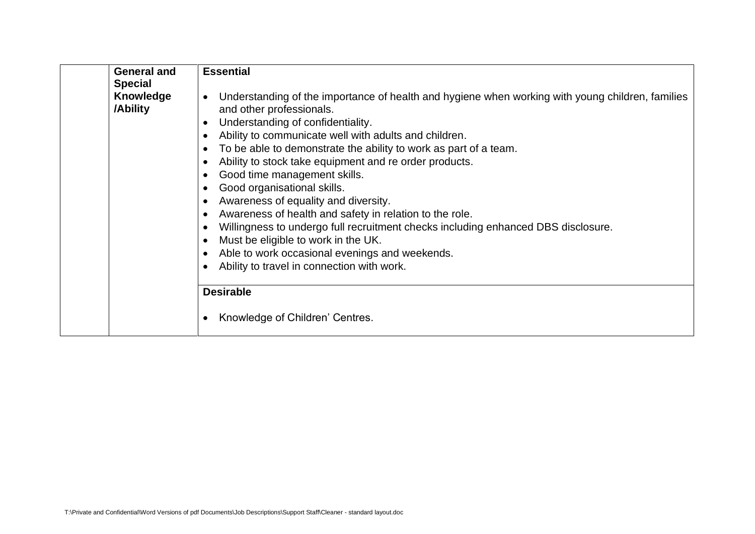| | | |
|---|---|---|
| | **General and Special Knowledge /Ability** | **Essential**<br><br>• Understanding of the importance of health and hygiene when working with young children, families and other professionals.<br>• Understanding of confidentiality.<br>• Ability to communicate well with adults and children.<br>• To be able to demonstrate the ability to work as part of a team.<br>• Ability to stock take equipment and re order products.<br>• Good time management skills.<br>• Good organisational skills.<br>• Awareness of equality and diversity.<br>• Awareness of health and safety in relation to the role.<br>• Willingness to undergo full recruitment checks including enhanced DBS disclosure.<br>• Must be eligible to work in the UK.<br>• Able to work occasional evenings and weekends.<br>• Ability to travel in connection with work. |
| | | **Desirable**<br><br>• Knowledge of Children' Centres. |

T:\Private and Confidential\Word Versions of pdf Documents\Job Descriptions\Support Staff\Cleaner - standard layout.doc